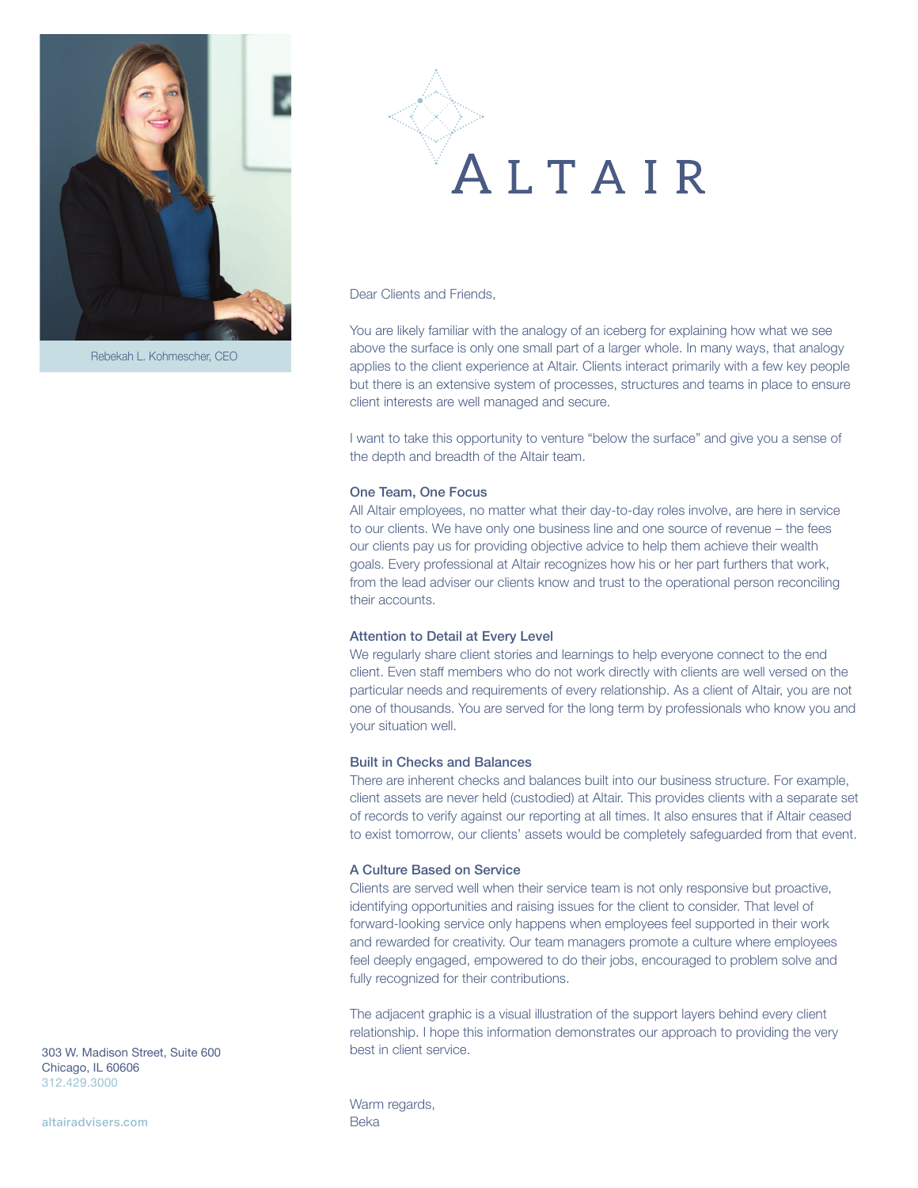Rebekah L. Kohmescher, CEO

# ALTAIR

Dear Clients and Friends,

You are likely familiar with the analogy of an iceberg for explaining how what we see above the surface is only one small part of a larger whole. In many ways, that analogy applies to the client experience at Altair. Clients interact primarily with a few key people but there is an extensive system of processes, structures and teams in place to ensure client interests are well managed and secure.

I want to take this opportunity to venture "below the surface" and give you a sense of the depth and breadth of the Altair team.

### One Team, One Focus

All Altair employees, no matter what their day-to-day roles involve, are here in service to our clients. We have only one business line and one source of revenue – the fees our clients pay us for providing objective advice to help them achieve their wealth goals. Every professional at Altair recognizes how his or her part furthers that work, from the lead adviser our clients know and trust to the operational person reconciling their accounts.

### Attention to Detail at Every Level

We regularly share client stories and learnings to help everyone connect to the end client. Even staff members who do not work directly with clients are well versed on the particular needs and requirements of every relationship. As a client of Altair, you are not one of thousands. You are served for the long term by professionals who know you and your situation well.

### Built in Checks and Balances

There are inherent checks and balances built into our business structure. For example, client assets are never held (custodied) at Altair. This provides clients with a separate set of records to verify against our reporting at all times. It also ensures that if Altair ceased to exist tomorrow, our clients' assets would be completely safeguarded from that event.

### A Culture Based on Service

Clients are served well when their service team is not only responsive but proactive, identifying opportunities and raising issues for the client to consider. That level of forward-looking service only happens when employees feel supported in their work and rewarded for creativity. Our team managers promote a culture where employees feel deeply engaged, empowered to do their jobs, encouraged to problem solve and fully recognized for their contributions.

The adjacent graphic is a visual illustration of the support layers behind every client relationship. I hope this information demonstrates our approach to providing the very best in client service.

Warm regards,
Beka

303 W. Madison Street, Suite 600
Chicago, IL 60606
312.429.3000

altairadvisers.com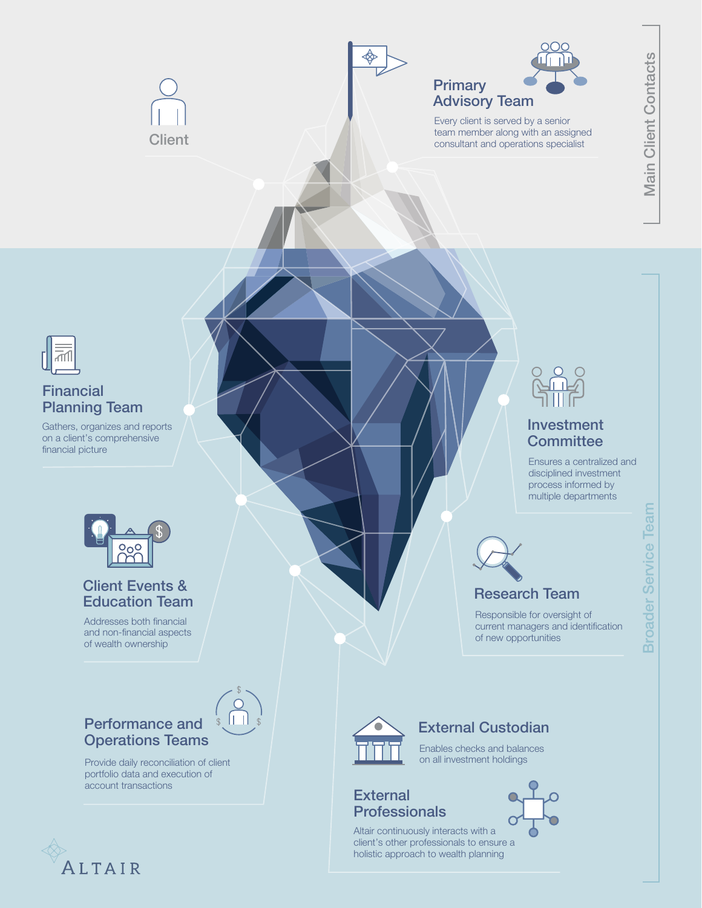Main Client Contacts

Client

## Primary Advisory Team

Every client is served by a senior team member along with an assigned consultant and operations specialist

Broader Service Team

## Financial Planning Team

Gathers, organizes and reports on a client's comprehensive financial picture

## Investment Committee

Ensures a centralized and disciplined investment process informed by multiple departments

## Client Events & Education Team

Addresses both financial and non-financial aspects of wealth ownership

## Research Team

Responsible for oversight of current managers and identification of new opportunities

## Performance and Operations Teams

Provide daily reconciliation of client portfolio data and execution of account transactions

## External Custodian

Enables checks and balances on all investment holdings

## External Professionals

Altair continuously interacts with a client's other professionals to ensure a holistic approach to wealth planning

ALTAIR